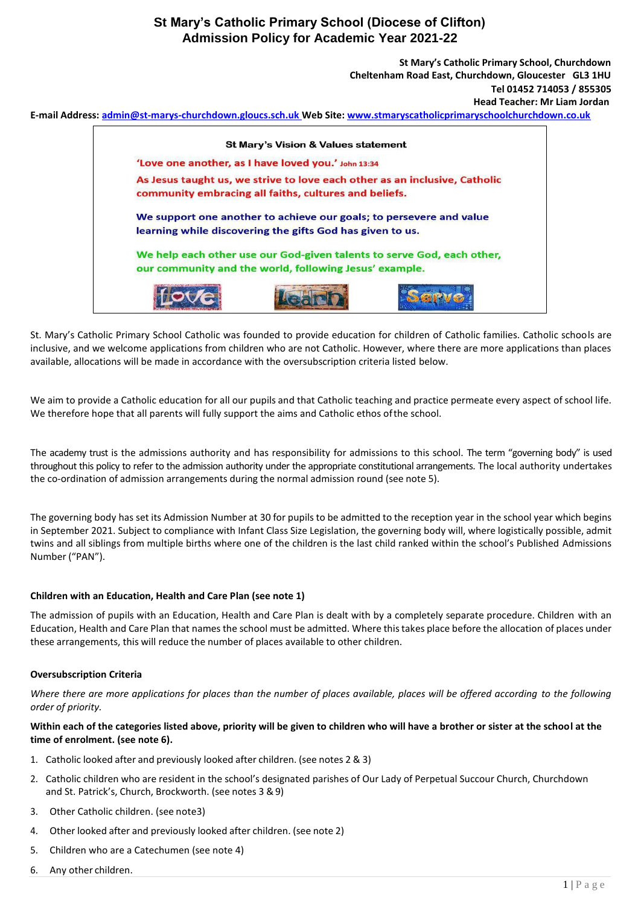# St Mary's Catholic Primary School (Diocese of Clifton)
## Admission Policy for Academic Year 2021-22

**St Mary's Catholic Primary School, Churchdown**
**Cheltenham Road East, Churchdown, Gloucester GL3 1HU**
**Tel 01452 714053 / 855305**
**Head Teacher: Mr Liam Jordan**

**E-mail Address:** admin@st-marys-churchdown.gloucs.sch.uk **Web Site:** www.stmaryscatholicprimaryschoolchurchdown.co.uk

**St Mary's Vision & Values statement**

**'Love one another, as I have loved you.'** John 13:34

**As Jesus taught us, we strive to love each other as an inclusive, Catholic community embracing all faiths, cultures and beliefs.**

**We support one another to achieve our goals; to persevere and value learning while discovering the gifts God has given to us.**

**We help each other use our God-given talents to serve God, each other, our community and the world, following Jesus' example.**

Love Learn Serve

St. Mary's Catholic Primary School Catholic was founded to provide education for children of Catholic families. Catholic schools are inclusive, and we welcome applications from children who are not Catholic. However, where there are more applications than places available, allocations will be made in accordance with the oversubscription criteria listed below.

We aim to provide a Catholic education for all our pupils and that Catholic teaching and practice permeate every aspect of school life. We therefore hope that all parents will fully support the aims and Catholic ethos of the school.

The academy trust is the admissions authority and has responsibility for admissions to this school. The term "governing body" is used throughout this policy to refer to the admission authority under the appropriate constitutional arrangements. The local authority undertakes the co-ordination of admission arrangements during the normal admission round (see note 5).

The governing body has set its Admission Number at 30 for pupils to be admitted to the reception year in the school year which begins in September 2021. Subject to compliance with Infant Class Size Legislation, the governing body will, where logistically possible, admit twins and all siblings from multiple births where one of the children is the last child ranked within the school's Published Admissions Number ("PAN").

**Children with an Education, Health and Care Plan (see note 1)**

The admission of pupils with an Education, Health and Care Plan is dealt with by a completely separate procedure. Children with an Education, Health and Care Plan that names the school must be admitted. Where this takes place before the allocation of places under these arrangements, this will reduce the number of places available to other children.

**Oversubscription Criteria**

*Where there are more applications for places than the number of places available, places will be offered according to the following order of priority.*

**Within each of the categories listed above, priority will be given to children who will have a brother or sister at the school at the time of enrolment. (see note 6).**

1. Catholic looked after and previously looked after children. (see notes 2 & 3)
2. Catholic children who are resident in the school's designated parishes of Our Lady of Perpetual Succour Church, Churchdown and St. Patrick's, Church, Brockworth. (see notes 3 & 9)
3. Other Catholic children. (see note3)
4. Other looked after and previously looked after children. (see note 2)
5. Children who are a Catechumen (see note 4)
6. Any other children.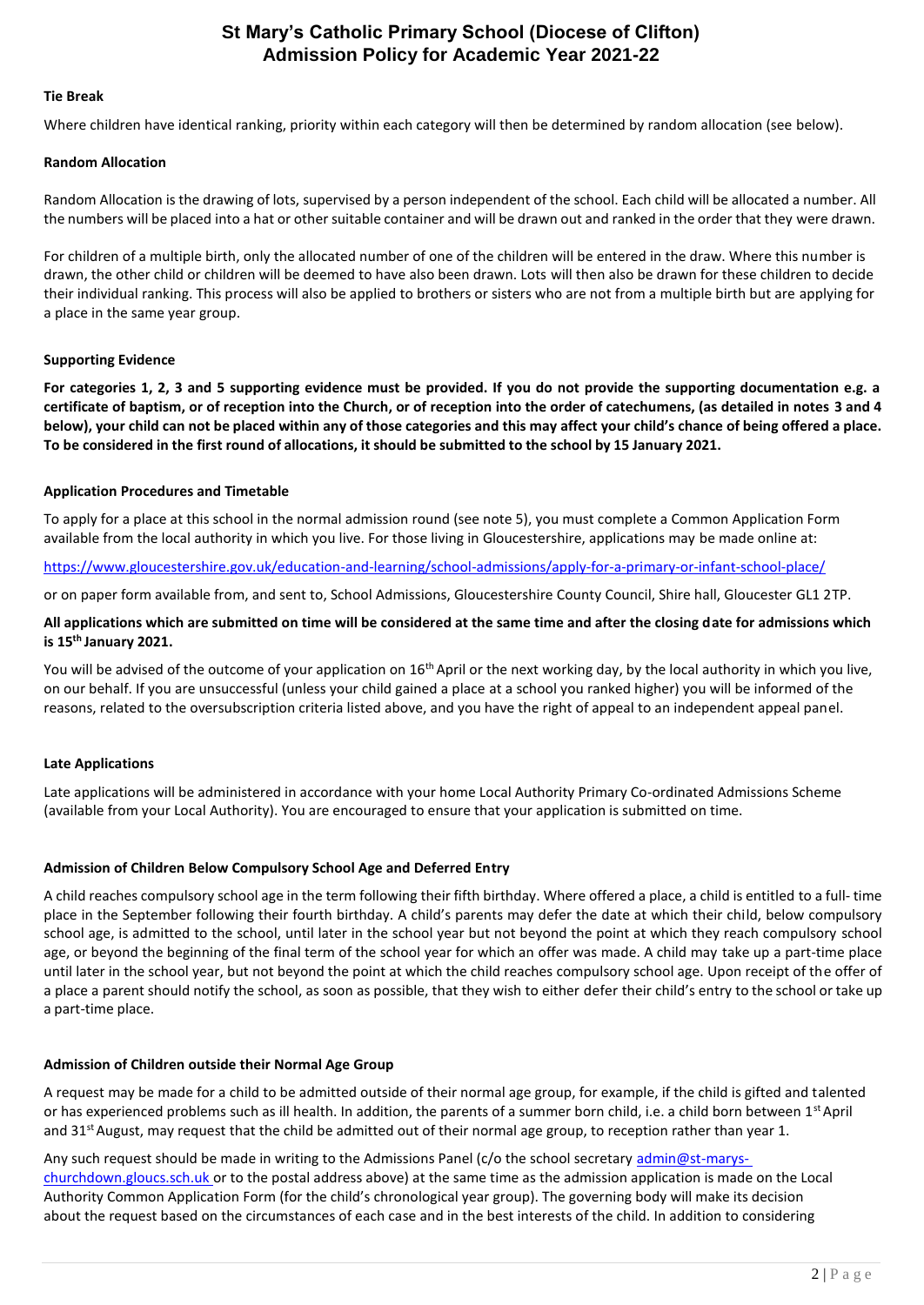**Tie Break**

Where children have identical ranking, priority within each category will then be determined by random allocation (see below).

**Random Allocation**

Random Allocation is the drawing of lots, supervised by a person independent of the school. Each child will be allocated a number. All the numbers will be placed into a hat or other suitable container and will be drawn out and ranked in the order that they were drawn.

For children of a multiple birth, only the allocated number of one of the children will be entered in the draw. Where this number is drawn, the other child or children will be deemed to have also been drawn. Lots will then also be drawn for these children to decide their individual ranking. This process will also be applied to brothers or sisters who are not from a multiple birth but are applying for a place in the same year group.

**Supporting Evidence**

**For categories 1, 2, 3 and 5 supporting evidence must be provided. If you do not provide the supporting documentation e.g. a certificate of baptism, or of reception into the Church, or of reception into the order of catechumens, (as detailed in notes 3 and 4 below), your child can not be placed within any of those categories and this may affect your child's chance of being offered a place. To be considered in the first round of allocations, it should be submitted to the school by 15 January 2021.**

**Application Procedures and Timetable**

To apply for a place at this school in the normal admission round (see note 5), you must complete a Common Application Form available from the local authority in which you live. For those living in Gloucestershire, applications may be made online at:

https://www.gloucestershire.gov.uk/education-and-learning/school-admissions/apply-for-a-primary-or-infant-school-place/

or on paper form available from, and sent to, School Admissions, Gloucestershire County Council, Shire hall, Gloucester GL1 2TP.

**All applications which are submitted on time will be considered at the same time and after the closing date for admissions which is 15th January 2021.**

You will be advised of the outcome of your application on 16th April or the next working day, by the local authority in which you live, on our behalf. If you are unsuccessful (unless your child gained a place at a school you ranked higher) you will be informed of the reasons, related to the oversubscription criteria listed above, and you have the right of appeal to an independent appeal panel.

**Late Applications**

Late applications will be administered in accordance with your home Local Authority Primary Co-ordinated Admissions Scheme (available from your Local Authority). You are encouraged to ensure that your application is submitted on time.

**Admission of Children Below Compulsory School Age and Deferred Entry**

A child reaches compulsory school age in the term following their fifth birthday. Where offered a place, a child is entitled to a full- time place in the September following their fourth birthday. A child's parents may defer the date at which their child, below compulsory school age, is admitted to the school, until later in the school year but not beyond the point at which they reach compulsory school age, or beyond the beginning of the final term of the school year for which an offer was made. A child may take up a part-time place until later in the school year, but not beyond the point at which the child reaches compulsory school age. Upon receipt of the offer of a place a parent should notify the school, as soon as possible, that they wish to either defer their child's entry to the school or take up a part-time place.

**Admission of Children outside their Normal Age Group**

A request may be made for a child to be admitted outside of their normal age group, for example, if the child is gifted and talented or has experienced problems such as ill health. In addition, the parents of a summer born child, i.e. a child born between 1st April and 31st August, may request that the child be admitted out of their normal age group, to reception rather than year 1.

Any such request should be made in writing to the Admissions Panel (c/o the school secretary admin@st-marys-churchdown.gloucs.sch.uk or to the postal address above) at the same time as the admission application is made on the Local Authority Common Application Form (for the child's chronological year group). The governing body will make its decision about the request based on the circumstances of each case and in the best interests of the child. In addition to considering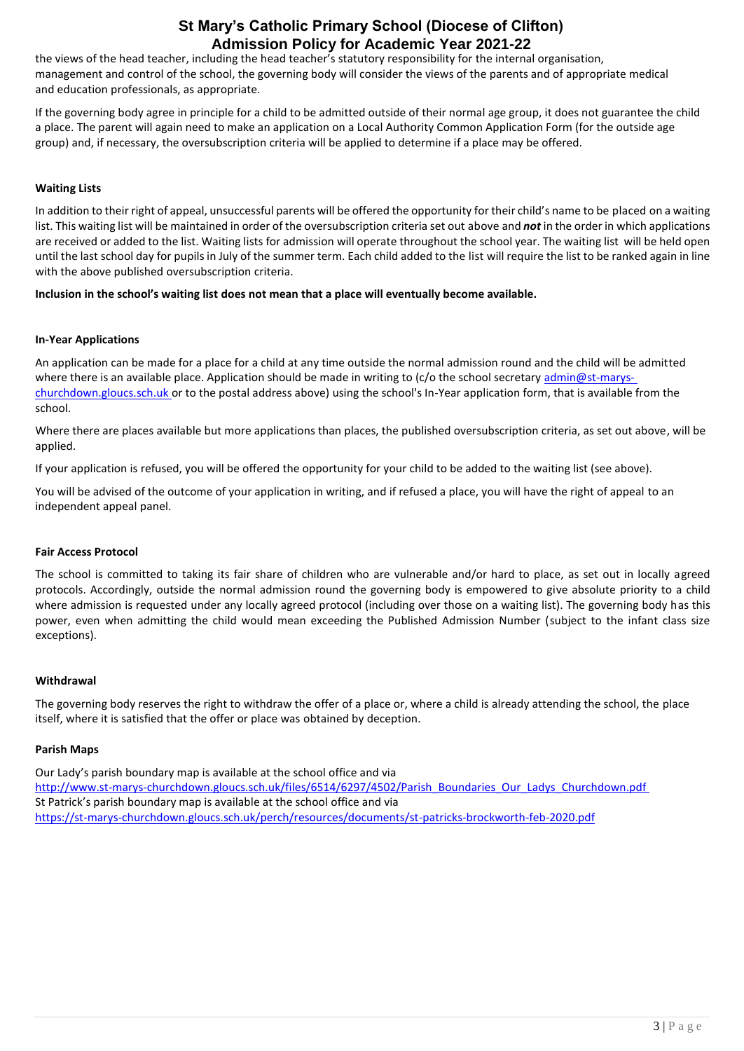the views of the head teacher, including the head teacher's statutory responsibility for the internal organisation, management and control of the school, the governing body will consider the views of the parents and of appropriate medical and education professionals, as appropriate.

If the governing body agree in principle for a child to be admitted outside of their normal age group, it does not guarantee the child a place. The parent will again need to make an application on a Local Authority Common Application Form (for the outside age group) and, if necessary, the oversubscription criteria will be applied to determine if a place may be offered.

**Waiting Lists**

In addition to their right of appeal, unsuccessful parents will be offered the opportunity for their child's name to be placed on a waiting list. This waiting list will be maintained in order of the oversubscription criteria set out above and ***not*** in the order in which applications are received or added to the list. Waiting lists for admission will operate throughout the school year. The waiting list will be held open until the last school day for pupils in July of the summer term. Each child added to the list will require the list to be ranked again in line with the above published oversubscription criteria.

**Inclusion in the school's waiting list does not mean that a place will eventually become available.**

**In-Year Applications**

An application can be made for a place for a child at any time outside the normal admission round and the child will be admitted where there is an available place. Application should be made in writing to (c/o the school secretary admin@st-marys-churchdown.gloucs.sch.uk or to the postal address above) using the school's In-Year application form, that is available from the school.

Where there are places available but more applications than places, the published oversubscription criteria, as set out above, will be applied.

If your application is refused, you will be offered the opportunity for your child to be added to the waiting list (see above).

You will be advised of the outcome of your application in writing, and if refused a place, you will have the right of appeal to an independent appeal panel.

**Fair Access Protocol**

The school is committed to taking its fair share of children who are vulnerable and/or hard to place, as set out in locally agreed protocols. Accordingly, outside the normal admission round the governing body is empowered to give absolute priority to a child where admission is requested under any locally agreed protocol (including over those on a waiting list). The governing body has this power, even when admitting the child would mean exceeding the Published Admission Number (subject to the infant class size exceptions).

**Withdrawal**

The governing body reserves the right to withdraw the offer of a place or, where a child is already attending the school, the place itself, where it is satisfied that the offer or place was obtained by deception.

**Parish Maps**

Our Lady's parish boundary map is available at the school office and via
http://www.st-marys-churchdown.gloucs.sch.uk/files/6514/6297/4502/Parish_Boundaries_Our_Ladys_Churchdown.pdf
St Patrick's parish boundary map is available at the school office and via
https://st-marys-churchdown.gloucs.sch.uk/perch/resources/documents/st-patricks-brockworth-feb-2020.pdf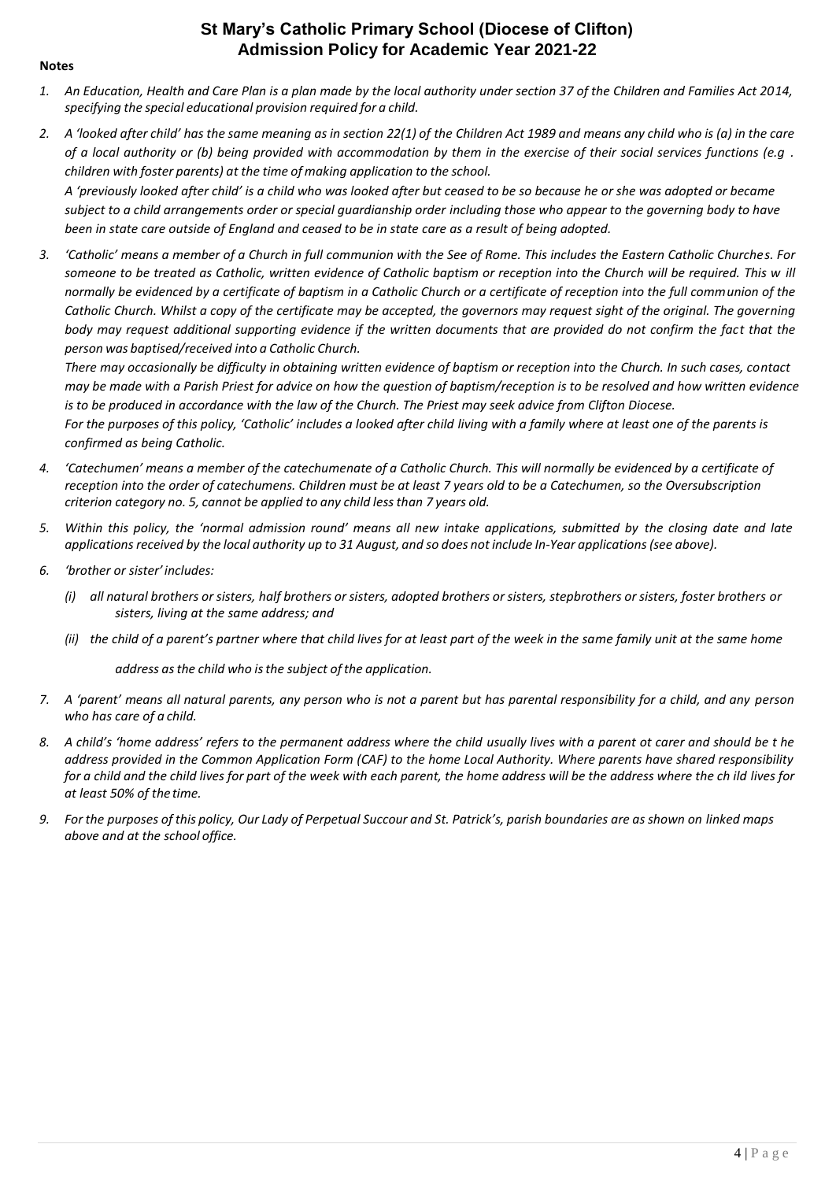# St Mary's Catholic Primary School (Diocese of Clifton) Admission Policy for Academic Year 2021-22

**Notes**

1. *An Education, Health and Care Plan is a plan made by the local authority under section 37 of the Children and Families Act 2014, specifying the special educational provision required for a child.*

2. *A 'looked after child' has the same meaning as in section 22(1) of the Children Act 1989 and means any child who is (a) in the care of a local authority or (b) being provided with accommodation by them in the exercise of their social services functions (e.g . children with foster parents) at the time of making application to the school.*

   *A 'previously looked after child' is a child who was looked after but ceased to be so because he or she was adopted or became subject to a child arrangements order or special guardianship order including those who appear to the governing body to have been in state care outside of England and ceased to be in state care as a result of being adopted.*

3. *'Catholic' means a member of a Church in full communion with the See of Rome. This includes the Eastern Catholic Churches. For someone to be treated as Catholic, written evidence of Catholic baptism or reception into the Church will be required. This w ill normally be evidenced by a certificate of baptism in a Catholic Church or a certificate of reception into the full communion of the Catholic Church. Whilst a copy of the certificate may be accepted, the governors may request sight of the original. The governing body may request additional supporting evidence if the written documents that are provided do not confirm the fact that the person was baptised/received into a Catholic Church.*

   *There may occasionally be difficulty in obtaining written evidence of baptism or reception into the Church. In such cases, contact may be made with a Parish Priest for advice on how the question of baptism/reception is to be resolved and how written evidence is to be produced in accordance with the law of the Church. The Priest may seek advice from Clifton Diocese.*

   *For the purposes of this policy, 'Catholic' includes a looked after child living with a family where at least one of the parents is confirmed as being Catholic.*

4. *'Catechumen' means a member of the catechumenate of a Catholic Church. This will normally be evidenced by a certificate of reception into the order of catechumens. Children must be at least 7 years old to be a Catechumen, so the Oversubscription criterion category no. 5, cannot be applied to any child less than 7 years old.*

5. *Within this policy, the 'normal admission round' means all new intake applications, submitted by the closing date and late applications received by the local authority up to 31 August, and so does not include In-Year applications (see above).*

6. *'brother or sister' includes:*

   *(i) all natural brothers or sisters, half brothers or sisters, adopted brothers or sisters, stepbrothers or sisters, foster brothers or sisters, living at the same address; and*

   *(ii) the child of a parent's partner where that child lives for at least part of the week in the same family unit at the same home address as the child who is the subject of the application.*

7. *A 'parent' means all natural parents, any person who is not a parent but has parental responsibility for a child, and any person who has care of a child.*

8. *A child's 'home address' refers to the permanent address where the child usually lives with a parent ot carer and should be t he address provided in the Common Application Form (CAF) to the home Local Authority. Where parents have shared responsibility for a child and the child lives for part of the week with each parent, the home address will be the address where the ch ild lives for at least 50% of the time.*

9. *For the purposes of this policy, Our Lady of Perpetual Succour and St. Patrick's, parish boundaries are as shown on linked maps above and at the school office.*